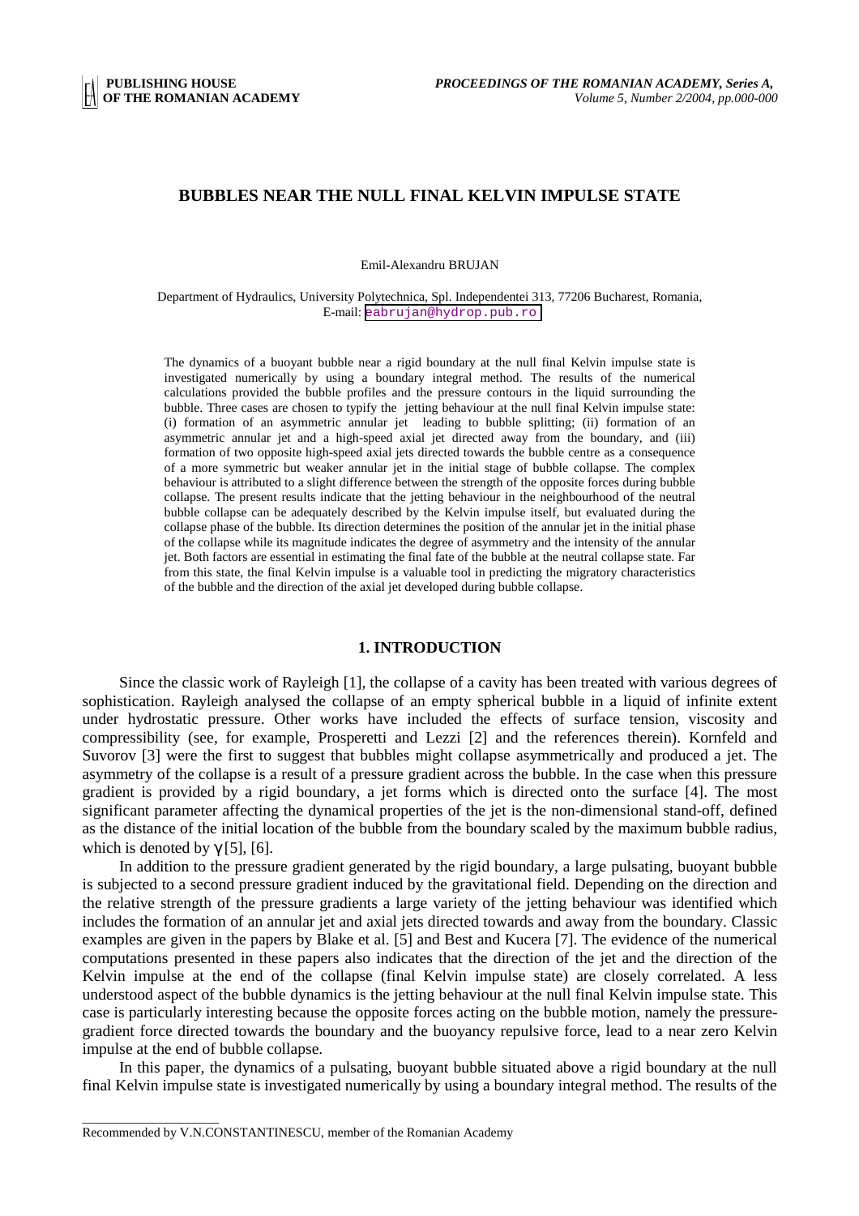# BUBBLES NEAR THE NULL FINAL KELVIN IMPULSE STATE

Emil-Alexandru BRUJAN

Department of Hydraulics, University Polytechnica, Spl. Independentei 313, 77206 Bucharest, Romania,
E-mail: eabrujan@hydrop.pub.ro

The dynamics of a buoyant bubble near a rigid boundary at the null final Kelvin impulse state is investigated numerically by using a boundary integral method. The results of the numerical calculations provided the bubble profiles and the pressure contours in the liquid surrounding the bubble. Three cases are chosen to typify the jetting behaviour at the null final Kelvin impulse state: (i) formation of an asymmetric annular jet leading to bubble splitting; (ii) formation of an asymmetric annular jet and a high-speed axial jet directed away from the boundary, and (iii) formation of two opposite high-speed axial jets directed towards the bubble centre as a consequence of a more symmetric but weaker annular jet in the initial stage of bubble collapse. The complex behaviour is attributed to a slight difference between the strength of the opposite forces during bubble collapse. The present results indicate that the jetting behaviour in the neighbourhood of the neutral bubble collapse can be adequately described by the Kelvin impulse itself, but evaluated during the collapse phase of the bubble. Its direction determines the position of the annular jet in the initial phase of the collapse while its magnitude indicates the degree of asymmetry and the intensity of the annular jet. Both factors are essential in estimating the final fate of the bubble at the neutral collapse state. Far from this state, the final Kelvin impulse is a valuable tool in predicting the migratory characteristics of the bubble and the direction of the axial jet developed during bubble collapse.

## 1. INTRODUCTION

Since the classic work of Rayleigh [1], the collapse of a cavity has been treated with various degrees of sophistication. Rayleigh analysed the collapse of an empty spherical bubble in a liquid of infinite extent under hydrostatic pressure. Other works have included the effects of surface tension, viscosity and compressibility (see, for example, Prosperetti and Lezzi [2] and the references therein). Kornfeld and Suvorov [3] were the first to suggest that bubbles might collapse asymmetrically and produced a jet. The asymmetry of the collapse is a result of a pressure gradient across the bubble. In the case when this pressure gradient is provided by a rigid boundary, a jet forms which is directed onto the surface [4]. The most significant parameter affecting the dynamical properties of the jet is the non-dimensional stand-off, defined as the distance of the initial location of the bubble from the boundary scaled by the maximum bubble radius, which is denoted by $\gamma$ [5], [6].

In addition to the pressure gradient generated by the rigid boundary, a large pulsating, buoyant bubble is subjected to a second pressure gradient induced by the gravitational field. Depending on the direction and the relative strength of the pressure gradients a large variety of the jetting behaviour was identified which includes the formation of an annular jet and axial jets directed towards and away from the boundary. Classic examples are given in the papers by Blake et al. [5] and Best and Kucera [7]. The evidence of the numerical computations presented in these papers also indicates that the direction of the jet and the direction of the Kelvin impulse at the end of the collapse (final Kelvin impulse state) are closely correlated. A less understood aspect of the bubble dynamics is the jetting behaviour at the null final Kelvin impulse state. This case is particularly interesting because the opposite forces acting on the bubble motion, namely the pressure-gradient force directed towards the boundary and the buoyancy repulsive force, lead to a near zero Kelvin impulse at the end of bubble collapse.

In this paper, the dynamics of a pulsating, buoyant bubble situated above a rigid boundary at the null final Kelvin impulse state is investigated numerically by using a boundary integral method. The results of the

Recommended by V.N.CONSTANTINESCU, member of the Romanian Academy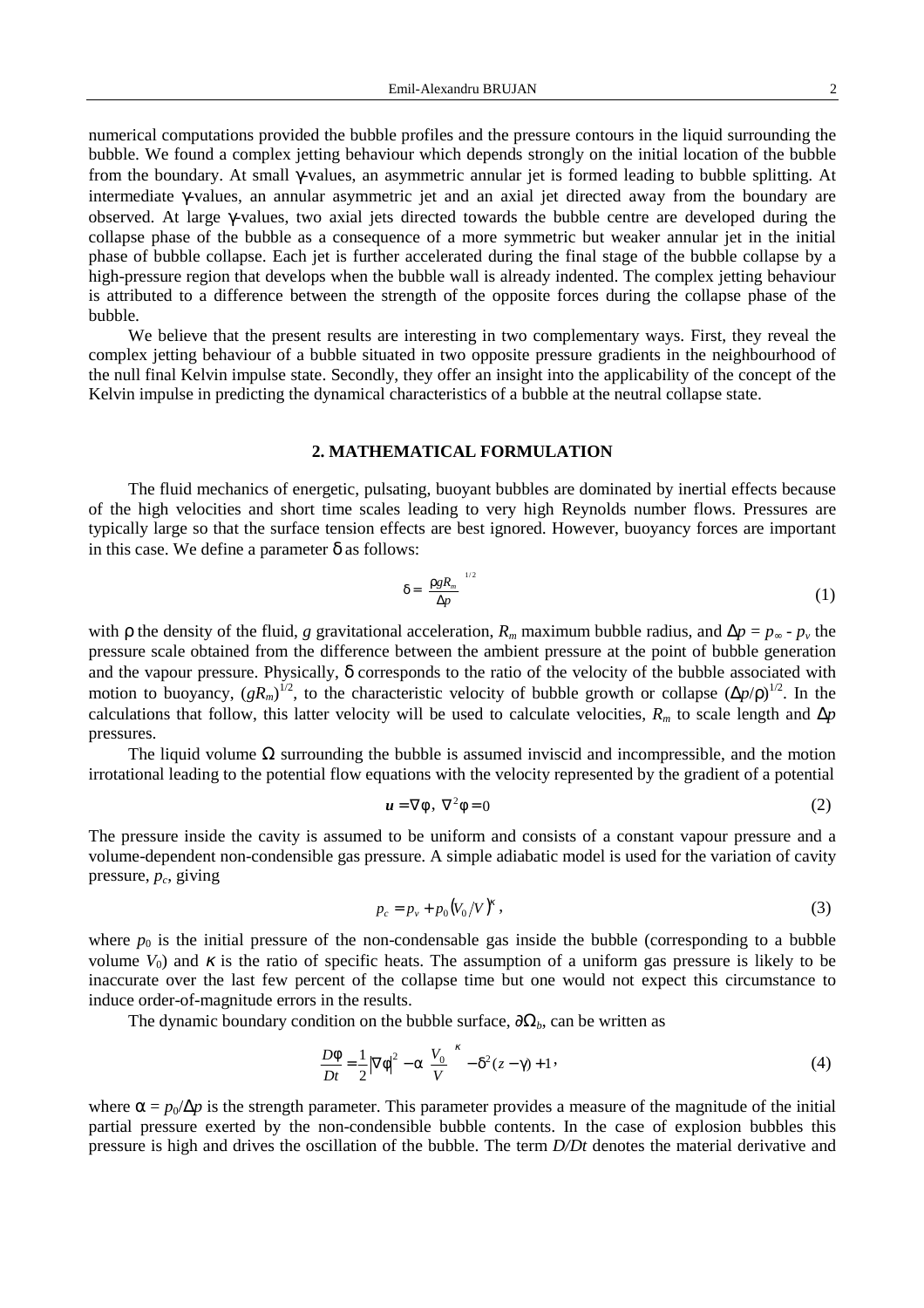numerical computations provided the bubble profiles and the pressure contours in the liquid surrounding the bubble. We found a complex jetting behaviour which depends strongly on the initial location of the bubble from the boundary. At small $\gamma$-values, an asymmetric annular jet is formed leading to bubble splitting. At intermediate $\gamma$-values, an annular asymmetric jet and an axial jet directed away from the boundary are observed. At large $\gamma$-values, two axial jets directed towards the bubble centre are developed during the collapse phase of the bubble as a consequence of a more symmetric but weaker annular jet in the initial phase of bubble collapse. Each jet is further accelerated during the final stage of the bubble collapse by a high-pressure region that develops when the bubble wall is already indented. The complex jetting behaviour is attributed to a difference between the strength of the opposite forces during the collapse phase of the bubble.

We believe that the present results are interesting in two complementary ways. First, they reveal the complex jetting behaviour of a bubble situated in two opposite pressure gradients in the neighbourhood of the null final Kelvin impulse state. Secondly, they offer an insight into the applicability of the concept of the Kelvin impulse in predicting the dynamical characteristics of a bubble at the neutral collapse state.

## 2. MATHEMATICAL FORMULATION

The fluid mechanics of energetic, pulsating, buoyant bubbles are dominated by inertial effects because of the high velocities and short time scales leading to very high Reynolds number flows. Pressures are typically large so that the surface tension effects are best ignored. However, buoyancy forces are important in this case. We define a parameter $\delta$ as follows:

$$\delta = \left(\frac{\rho g R_m}{\Delta p}\right)^{1/2} \tag{1}$$

with $\rho$ the density of the fluid, $g$ gravitational acceleration, $R_m$ maximum bubble radius, and $\Delta p = p_\infty - p_v$ the pressure scale obtained from the difference between the ambient pressure at the point of bubble generation and the vapour pressure. Physically, $\delta$ corresponds to the ratio of the velocity of the bubble associated with motion to buoyancy, $(gR_m)^{1/2}$, to the characteristic velocity of bubble growth or collapse $(\Delta p/\rho)^{1/2}$. In the calculations that follow, this latter velocity will be used to calculate velocities, $R_m$ to scale length and $\Delta p$ pressures.

The liquid volume $\Omega$ surrounding the bubble is assumed inviscid and incompressible, and the motion irrotational leading to the potential flow equations with the velocity represented by the gradient of a potential

$$\boldsymbol{u} = \nabla\phi,\ \nabla^2\phi = 0 \tag{2}$$

The pressure inside the cavity is assumed to be uniform and consists of a constant vapour pressure and a volume-dependent non-condensible gas pressure. A simple adiabatic model is used for the variation of cavity pressure, $p_c$, giving

$$p_c = p_v + p_0 (V_0/V)^\kappa , \tag{3}$$

where $p_0$ is the initial pressure of the non-condensable gas inside the bubble (corresponding to a bubble volume $V_0$) and $\kappa$ is the ratio of specific heats. The assumption of a uniform gas pressure is likely to be inaccurate over the last few percent of the collapse time but one would not expect this circumstance to induce order-of-magnitude errors in the results.

The dynamic boundary condition on the bubble surface, $\partial\Omega_b$, can be written as

$$\frac{D\phi}{Dt} = \frac{1}{2}|\nabla\phi|^2 - \alpha\left(\frac{V_0}{V}\right)^\kappa - \delta^2(z-\gamma) + 1 , \tag{4}$$

where $\alpha = p_0/\Delta p$ is the strength parameter. This parameter provides a measure of the magnitude of the initial partial pressure exerted by the non-condensible bubble contents. In the case of explosion bubbles this pressure is high and drives the oscillation of the bubble. The term $D/Dt$ denotes the material derivative and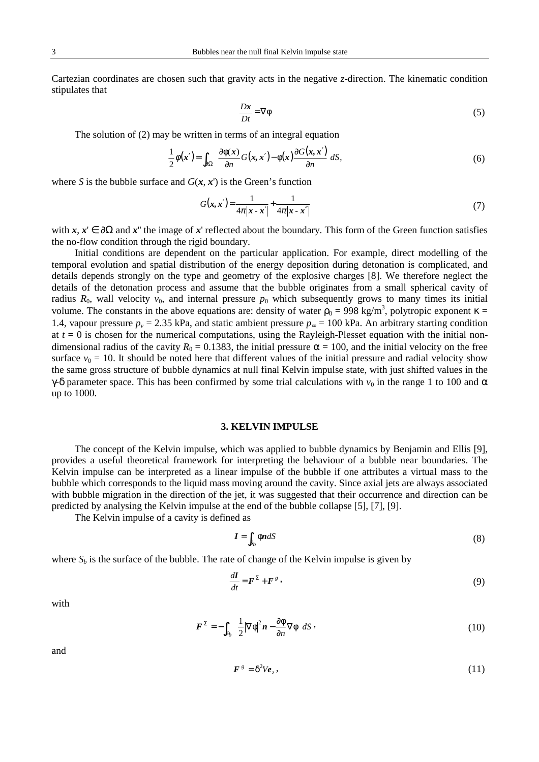Cartezian coordinates are chosen such that gravity acts in the negative *z*-direction. The kinematic condition stipulates that

$$\frac{D\boldsymbol{x}}{Dt} = \nabla\phi \tag{5}$$

The solution of (2) may be written in terms of an integral equation

$$\frac{1}{2}\phi(\boldsymbol{x}') = \int_{\partial\Omega}\left(\frac{\partial\phi(\boldsymbol{x})}{\partial n}G(\boldsymbol{x},\boldsymbol{x}') - \phi(\boldsymbol{x})\frac{\partial G(\boldsymbol{x},\boldsymbol{x}')}{\partial n}\right)dS, \tag{6}$$

where *S* is the bubble surface and $G(\boldsymbol{x}, \boldsymbol{x}')$ is the Green's function

$$G(\boldsymbol{x},\boldsymbol{x}') = \frac{1}{4\pi|\boldsymbol{x} - \boldsymbol{x}'|} + \frac{1}{4\pi|\boldsymbol{x} - \boldsymbol{x}''|} \tag{7}$$

with $\boldsymbol{x}, \boldsymbol{x}' \in \partial\Omega$ and $\boldsymbol{x}''$ the image of $\boldsymbol{x}'$ reflected about the boundary. This form of the Green function satisfies the no-flow condition through the rigid boundary.

Initial conditions are dependent on the particular application. For example, direct modelling of the temporal evolution and spatial distribution of the energy deposition during detonation is complicated, and details depends strongly on the type and geometry of the explosive charges [8]. We therefore neglect the details of the detonation process and assume that the bubble originates from a small spherical cavity of radius $R_0$, wall velocity $v_0$, and internal pressure $p_0$ which subsequently grows to many times its initial volume. The constants in the above equations are: density of water $\rho_0 = 998$ kg/m$^3$, polytropic exponent $\kappa = 1.4$, vapour pressure $p_v = 2.35$ kPa, and static ambient pressure $p_\infty = 100$ kPa. An arbitrary starting condition at $t = 0$ is chosen for the numerical computations, using the Rayleigh-Plesset equation with the initial non-dimensional radius of the cavity $R_0 = 0.1383$, the initial pressure $\alpha = 100$, and the initial velocity on the free surface $v_0 = 10$. It should be noted here that different values of the initial pressure and radial velocity show the same gross structure of bubble dynamics at null final Kelvin impulse state, with just shifted values in the $\gamma$-$\delta$ parameter space. This has been confirmed by some trial calculations with $v_0$ in the range 1 to 100 and $\alpha$ up to 1000.

## 3. KELVIN IMPULSE

The concept of the Kelvin impulse, which was applied to bubble dynamics by Benjamin and Ellis [9], provides a useful theoretical framework for interpreting the behaviour of a bubble near boundaries. The Kelvin impulse can be interpreted as a linear impulse of the bubble if one attributes a virtual mass to the bubble which corresponds to the liquid mass moving around the cavity. Since axial jets are always associated with bubble migration in the direction of the jet, it was suggested that their occurrence and direction can be predicted by analysing the Kelvin impulse at the end of the bubble collapse [5], [7], [9].

The Kelvin impulse of a cavity is defined as

$$\boldsymbol{I} = \int_{S_b}\phi\boldsymbol{n}\,dS \tag{8}$$

where $S_b$ is the surface of the bubble. The rate of change of the Kelvin impulse is given by

$$\frac{d\boldsymbol{I}}{dt} = \boldsymbol{F}^{\Sigma} + \boldsymbol{F}^{g}, \tag{9}$$

with

$$\boldsymbol{F}^{\Sigma} = -\int_{S_b}\left(\frac{1}{2}|\nabla\phi|^2\boldsymbol{n} - \frac{\partial\phi}{\partial n}\nabla\phi\right)dS, \tag{10}$$

and

$$\boldsymbol{F}^{g} = \delta^2 V\boldsymbol{e}_z, \tag{11}$$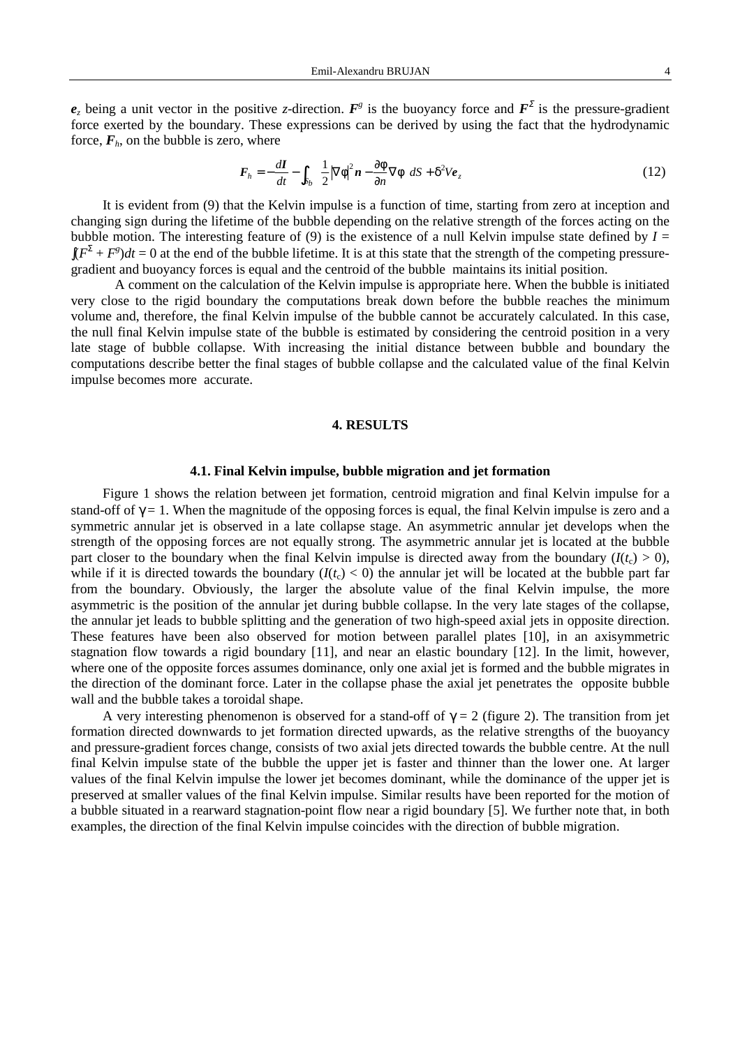$\boldsymbol{e}_z$ being a unit vector in the positive $z$-direction. $\boldsymbol{F}^g$ is the buoyancy force and $\boldsymbol{F}^{\Sigma}$ is the pressure-gradient force exerted by the boundary. These expressions can be derived by using the fact that the hydrodynamic force, $\boldsymbol{F}_h$, on the bubble is zero, where

$$\boldsymbol{F}_h = -\frac{d\boldsymbol{I}}{dt} - \int_{S_b} \left( \frac{1}{2} |\nabla \phi|^2 \boldsymbol{n} - \frac{\partial \phi}{\partial n} \nabla \phi \right) dS + \delta^2 V \boldsymbol{e}_z \tag{12}$$

It is evident from (9) that the Kelvin impulse is a function of time, starting from zero at inception and changing sign during the lifetime of the bubble depending on the relative strength of the forces acting on the bubble motion. The interesting feature of (9) is the existence of a null Kelvin impulse state defined by $I = \int (F^{\Sigma} + F^g) dt = 0$ at the end of the bubble lifetime. It is at this state that the strength of the competing pressure-gradient and buoyancy forces is equal and the centroid of the bubble maintains its initial position.

A comment on the calculation of the Kelvin impulse is appropriate here. When the bubble is initiated very close to the rigid boundary the computations break down before the bubble reaches the minimum volume and, therefore, the final Kelvin impulse of the bubble cannot be accurately calculated. In this case, the null final Kelvin impulse state of the bubble is estimated by considering the centroid position in a very late stage of bubble collapse. With increasing the initial distance between bubble and boundary the computations describe better the final stages of bubble collapse and the calculated value of the final Kelvin impulse becomes more accurate.

## 4. RESULTS

### 4.1. Final Kelvin impulse, bubble migration and jet formation

Figure 1 shows the relation between jet formation, centroid migration and final Kelvin impulse for a stand-off of $\gamma = 1$. When the magnitude of the opposing forces is equal, the final Kelvin impulse is zero and a symmetric annular jet is observed in a late collapse stage. An asymmetric annular jet develops when the strength of the opposing forces are not equally strong. The asymmetric annular jet is located at the bubble part closer to the boundary when the final Kelvin impulse is directed away from the boundary ($I(t_c) > 0$), while if it is directed towards the boundary ($I(t_c) < 0$) the annular jet will be located at the bubble part far from the boundary. Obviously, the larger the absolute value of the final Kelvin impulse, the more asymmetric is the position of the annular jet during bubble collapse. In the very late stages of the collapse, the annular jet leads to bubble splitting and the generation of two high-speed axial jets in opposite direction. These features have been also observed for motion between parallel plates [10], in an axisymmetric stagnation flow towards a rigid boundary [11], and near an elastic boundary [12]. In the limit, however, where one of the opposite forces assumes dominance, only one axial jet is formed and the bubble migrates in the direction of the dominant force. Later in the collapse phase the axial jet penetrates the opposite bubble wall and the bubble takes a toroidal shape.

A very interesting phenomenon is observed for a stand-off of $\gamma = 2$ (figure 2). The transition from jet formation directed downwards to jet formation directed upwards, as the relative strengths of the buoyancy and pressure-gradient forces change, consists of two axial jets directed towards the bubble centre. At the null final Kelvin impulse state of the bubble the upper jet is faster and thinner than the lower one. At larger values of the final Kelvin impulse the lower jet becomes dominant, while the dominance of the upper jet is preserved at smaller values of the final Kelvin impulse. Similar results have been reported for the motion of a bubble situated in a rearward stagnation-point flow near a rigid boundary [5]. We further note that, in both examples, the direction of the final Kelvin impulse coincides with the direction of bubble migration.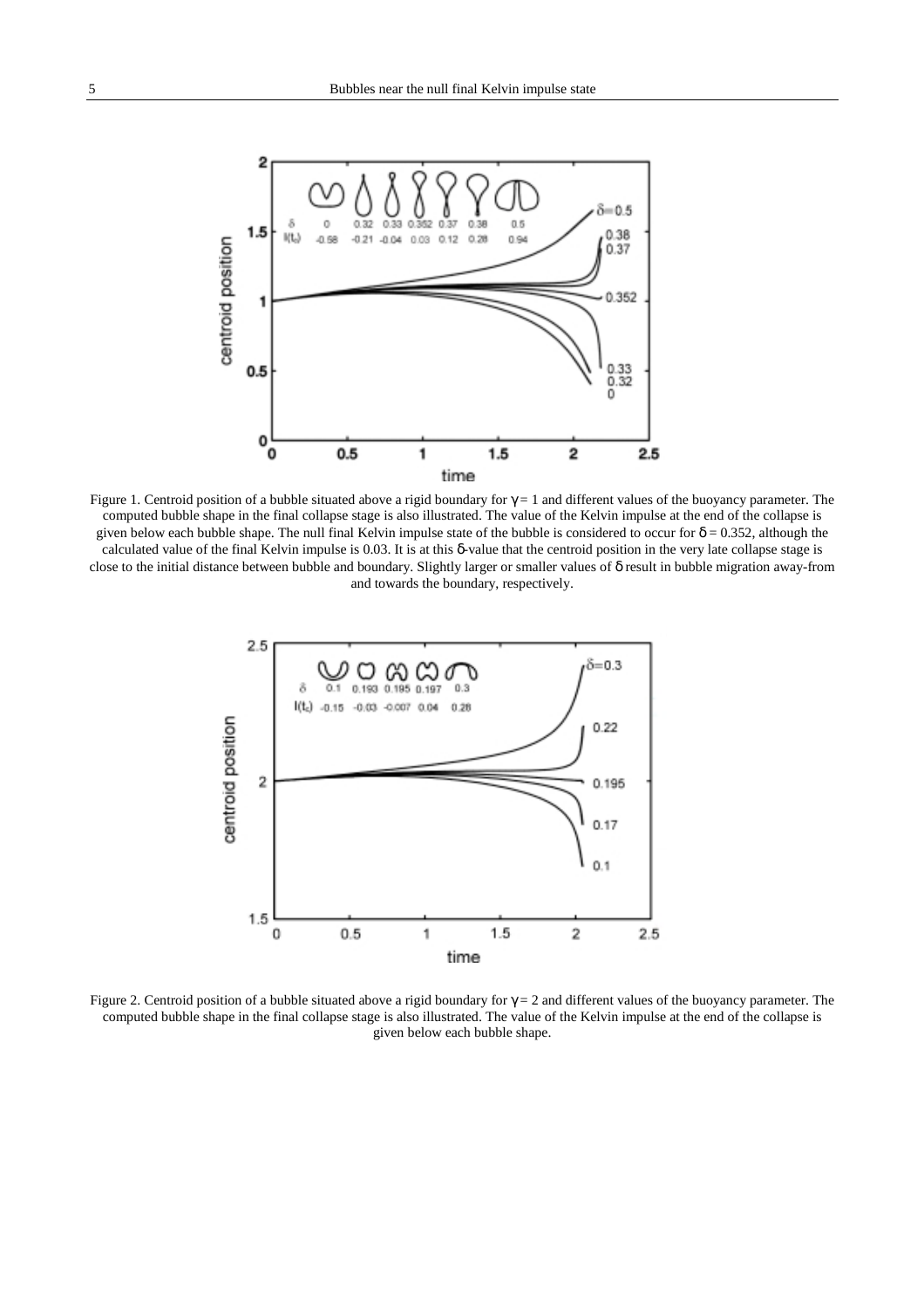Figure 1. Centroid position of a bubble situated above a rigid boundary for $\gamma = 1$ and different values of the buoyancy parameter. The computed bubble shape in the final collapse stage is also illustrated. The value of the Kelvin impulse at the end of the collapse is given below each bubble shape. The null final Kelvin impulse state of the bubble is considered to occur for $\delta = 0.352$, although the calculated value of the final Kelvin impulse is 0.03. It is at this $\delta$-value that the centroid position in the very late collapse stage is close to the initial distance between bubble and boundary. Slightly larger or smaller values of $\delta$ result in bubble migration away-from and towards the boundary, respectively.

Figure 2. Centroid position of a bubble situated above a rigid boundary for $\gamma = 2$ and different values of the buoyancy parameter. The computed bubble shape in the final collapse stage is also illustrated. The value of the Kelvin impulse at the end of the collapse is given below each bubble shape.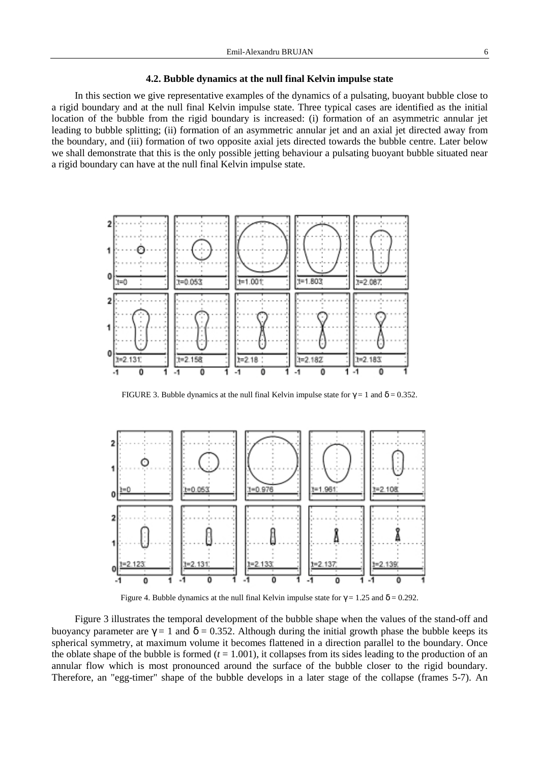### 4.2. Bubble dynamics at the null final Kelvin impulse state

In this section we give representative examples of the dynamics of a pulsating, buoyant bubble close to a rigid boundary and at the null final Kelvin impulse state. Three typical cases are identified as the initial location of the bubble from the rigid boundary is increased: (i) formation of an asymmetric annular jet leading to bubble splitting; (ii) formation of an asymmetric annular jet and an axial jet directed away from the boundary, and (iii) formation of two opposite axial jets directed towards the bubble centre. Later below we shall demonstrate that this is the only possible jetting behaviour a pulsating buoyant bubble situated near a rigid boundary can have at the null final Kelvin impulse state.

FIGURE 3. Bubble dynamics at the null final Kelvin impulse state for $\gamma = 1$ and $\delta = 0.352$.

Figure 4. Bubble dynamics at the null final Kelvin impulse state for $\gamma = 1.25$ and $\delta = 0.292$.

Figure 3 illustrates the temporal development of the bubble shape when the values of the stand-off and buoyancy parameter are $\gamma = 1$ and $\delta = 0.352$. Although during the initial growth phase the bubble keeps its spherical symmetry, at maximum volume it becomes flattened in a direction parallel to the boundary. Once the oblate shape of the bubble is formed ($t = 1.001$), it collapses from its sides leading to the production of an annular flow which is most pronounced around the surface of the bubble closer to the rigid boundary. Therefore, an "egg-timer" shape of the bubble develops in a later stage of the collapse (frames 5-7). An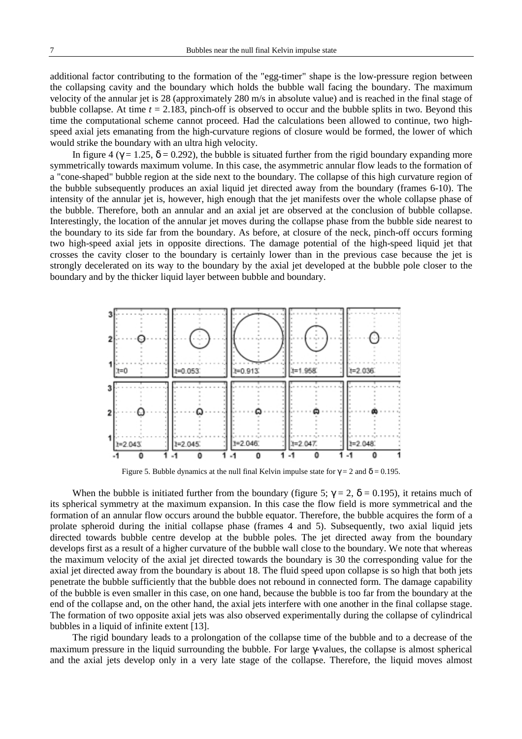additional factor contributing to the formation of the "egg-timer" shape is the low-pressure region between the collapsing cavity and the boundary which holds the bubble wall facing the boundary. The maximum velocity of the annular jet is 28 (approximately 280 m/s in absolute value) and is reached in the final stage of bubble collapse. At time $t = 2.183$, pinch-off is observed to occur and the bubble splits in two. Beyond this time the computational scheme cannot proceed. Had the calculations been allowed to continue, two high-speed axial jets emanating from the high-curvature regions of closure would be formed, the lower of which would strike the boundary with an ultra high velocity.

In figure 4 ($\gamma = 1.25$, $\delta = 0.292$), the bubble is situated further from the rigid boundary expanding more symmetrically towards maximum volume. In this case, the asymmetric annular flow leads to the formation of a "cone-shaped" bubble region at the side next to the boundary. The collapse of this high curvature region of the bubble subsequently produces an axial liquid jet directed away from the boundary (frames 6-10). The intensity of the annular jet is, however, high enough that the jet manifests over the whole collapse phase of the bubble. Therefore, both an annular and an axial jet are observed at the conclusion of bubble collapse. Interestingly, the location of the annular jet moves during the collapse phase from the bubble side nearest to the boundary to its side far from the boundary. As before, at closure of the neck, pinch-off occurs forming two high-speed axial jets in opposite directions. The damage potential of the high-speed liquid jet that crosses the cavity closer to the boundary is certainly lower than in the previous case because the jet is strongly decelerated on its way to the boundary by the axial jet developed at the bubble pole closer to the boundary and by the thicker liquid layer between bubble and boundary.

Figure 5. Bubble dynamics at the null final Kelvin impulse state for $\gamma = 2$ and $\delta = 0.195$.

When the bubble is initiated further from the boundary (figure 5; $\gamma = 2$, $\delta = 0.195$), it retains much of its spherical symmetry at the maximum expansion. In this case the flow field is more symmetrical and the formation of an annular flow occurs around the bubble equator. Therefore, the bubble acquires the form of a prolate spheroid during the initial collapse phase (frames 4 and 5). Subsequently, two axial liquid jets directed towards bubble centre develop at the bubble poles. The jet directed away from the boundary develops first as a result of a higher curvature of the bubble wall close to the boundary. We note that whereas the maximum velocity of the axial jet directed towards the boundary is 30 the corresponding value for the axial jet directed away from the boundary is about 18. The fluid speed upon collapse is so high that both jets penetrate the bubble sufficiently that the bubble does not rebound in connected form. The damage capability of the bubble is even smaller in this case, on one hand, because the bubble is too far from the boundary at the end of the collapse and, on the other hand, the axial jets interfere with one another in the final collapse stage. The formation of two opposite axial jets was also observed experimentally during the collapse of cylindrical bubbles in a liquid of infinite extent [13].

The rigid boundary leads to a prolongation of the collapse time of the bubble and to a decrease of the maximum pressure in the liquid surrounding the bubble. For large $\gamma$-values, the collapse is almost spherical and the axial jets develop only in a very late stage of the collapse. Therefore, the liquid moves almost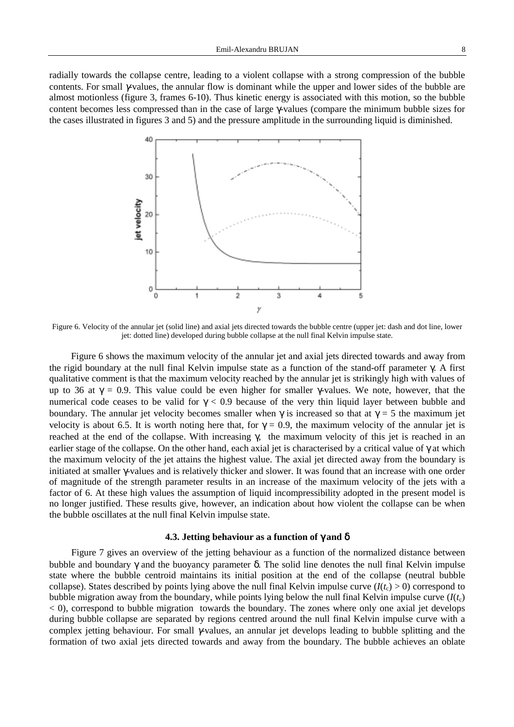radially towards the collapse centre, leading to a violent collapse with a strong compression of the bubble contents. For small $\gamma$-values, the annular flow is dominant while the upper and lower sides of the bubble are almost motionless (figure 3, frames 6-10). Thus kinetic energy is associated with this motion, so the bubble content becomes less compressed than in the case of large $\gamma$-values (compare the minimum bubble sizes for the cases illustrated in figures 3 and 5) and the pressure amplitude in the surrounding liquid is diminished.

Figure 6. Velocity of the annular jet (solid line) and axial jets directed towards the bubble centre (upper jet: dash and dot line, lower jet: dotted line) developed during bubble collapse at the null final Kelvin impulse state.

Figure 6 shows the maximum velocity of the annular jet and axial jets directed towards and away from the rigid boundary at the null final Kelvin impulse state as a function of the stand-off parameter $\gamma$. A first qualitative comment is that the maximum velocity reached by the annular jet is strikingly high with values of up to 36 at $\gamma = 0.9$. This value could be even higher for smaller $\gamma$-values. We note, however, that the numerical code ceases to be valid for $\gamma < 0.9$ because of the very thin liquid layer between bubble and boundary. The annular jet velocity becomes smaller when $\gamma$ is increased so that at $\gamma = 5$ the maximum jet velocity is about 6.5. It is worth noting here that, for $\gamma = 0.9$, the maximum velocity of the annular jet is reached at the end of the collapse. With increasing $\gamma$, the maximum velocity of this jet is reached in an earlier stage of the collapse. On the other hand, each axial jet is characterised by a critical value of $\gamma$ at which the maximum velocity of the jet attains the highest value. The axial jet directed away from the boundary is initiated at smaller $\gamma$-values and is relatively thicker and slower. It was found that an increase with one order of magnitude of the strength parameter results in an increase of the maximum velocity of the jets with a factor of 6. At these high values the assumption of liquid incompressibility adopted in the present model is no longer justified. These results give, however, an indication about how violent the collapse can be when the bubble oscillates at the null final Kelvin impulse state.

### 4.3. Jetting behaviour as a function of $\gamma$ and $\delta$

Figure 7 gives an overview of the jetting behaviour as a function of the normalized distance between bubble and boundary $\gamma$ and the buoyancy parameter $\delta$. The solid line denotes the null final Kelvin impulse state where the bubble centroid maintains its initial position at the end of the collapse (neutral bubble collapse). States described by points lying above the null final Kelvin impulse curve ($I(t_c) > 0$) correspond to bubble migration away from the boundary, while points lying below the null final Kelvin impulse curve ($I(t_c) < 0$), correspond to bubble migration towards the boundary. The zones where only one axial jet develops during bubble collapse are separated by regions centred around the null final Kelvin impulse curve with a complex jetting behaviour. For small $\gamma$-values, an annular jet develops leading to bubble splitting and the formation of two axial jets directed towards and away from the boundary. The bubble achieves an oblate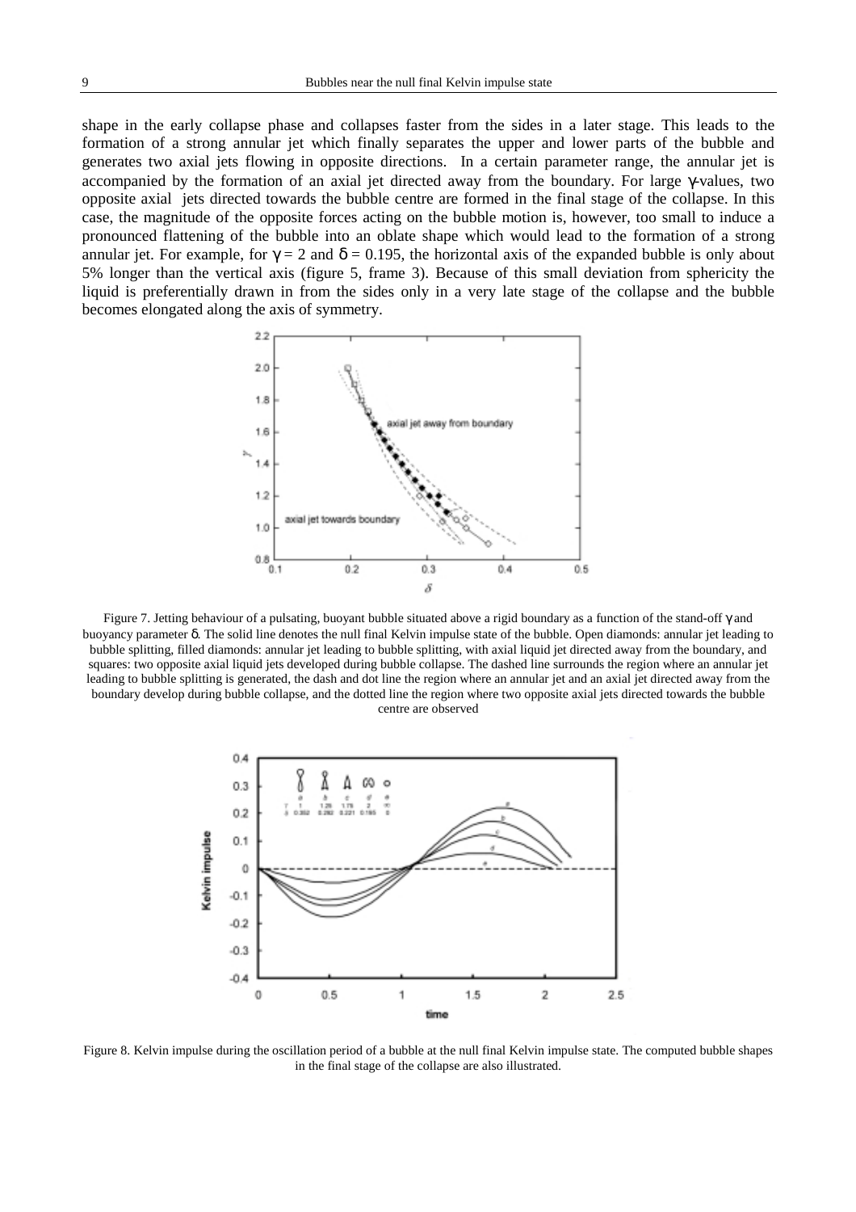shape in the early collapse phase and collapses faster from the sides in a later stage. This leads to the formation of a strong annular jet which finally separates the upper and lower parts of the bubble and generates two axial jets flowing in opposite directions. In a certain parameter range, the annular jet is accompanied by the formation of an axial jet directed away from the boundary. For large $\gamma$-values, two opposite axial jets directed towards the bubble centre are formed in the final stage of the collapse. In this case, the magnitude of the opposite forces acting on the bubble motion is, however, too small to induce a pronounced flattening of the bubble into an oblate shape which would lead to the formation of a strong annular jet. For example, for $\gamma = 2$ and $\delta = 0.195$, the horizontal axis of the expanded bubble is only about 5% longer than the vertical axis (figure 5, frame 3). Because of this small deviation from sphericity the liquid is preferentially drawn in from the sides only in a very late stage of the collapse and the bubble becomes elongated along the axis of symmetry.

Figure 7. Jetting behaviour of a pulsating, buoyant bubble situated above a rigid boundary as a function of the stand-off $\gamma$ and buoyancy parameter $\delta$. The solid line denotes the null final Kelvin impulse state of the bubble. Open diamonds: annular jet leading to bubble splitting, filled diamonds: annular jet leading to bubble splitting, with axial liquid jet directed away from the boundary, and squares: two opposite axial liquid jets developed during bubble collapse. The dashed line surrounds the region where an annular jet leading to bubble splitting is generated, the dash and dot line the region where an annular jet and an axial jet directed away from the boundary develop during bubble collapse, and the dotted line the region where two opposite axial jets directed towards the bubble centre are observed

Figure 8. Kelvin impulse during the oscillation period of a bubble at the null final Kelvin impulse state. The computed bubble shapes in the final stage of the collapse are also illustrated.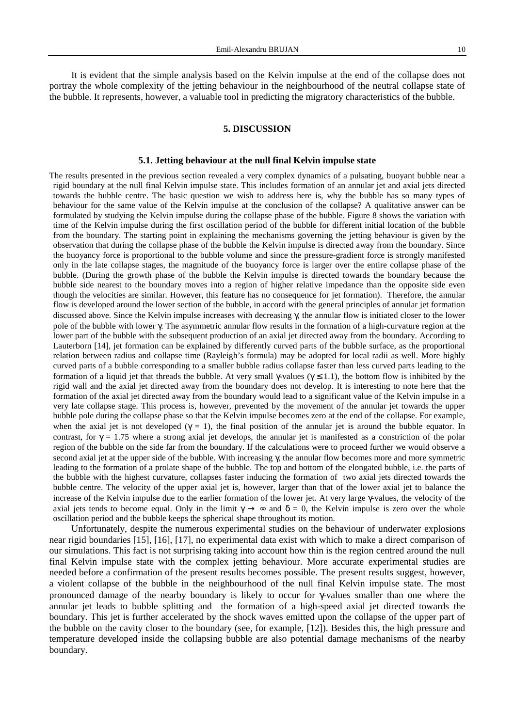It is evident that the simple analysis based on the Kelvin impulse at the end of the collapse does not portray the whole complexity of the jetting behaviour in the neighbourhood of the neutral collapse state of the bubble. It represents, however, a valuable tool in predicting the migratory characteristics of the bubble.

## 5. DISCUSSION

### 5.1. Jetting behaviour at the null final Kelvin impulse state

The results presented in the previous section revealed a very complex dynamics of a pulsating, buoyant bubble near a rigid boundary at the null final Kelvin impulse state. This includes formation of an annular jet and axial jets directed towards the bubble centre. The basic question we wish to address here is, why the bubble has so many types of behaviour for the same value of the Kelvin impulse at the conclusion of the collapse? A qualitative answer can be formulated by studying the Kelvin impulse during the collapse phase of the bubble. Figure 8 shows the variation with time of the Kelvin impulse during the first oscillation period of the bubble for different initial location of the bubble from the boundary. The starting point in explaining the mechanisms governing the jetting behaviour is given by the observation that during the collapse phase of the bubble the Kelvin impulse is directed away from the boundary. Since the buoyancy force is proportional to the bubble volume and since the pressure-gradient force is strongly manifested only in the late collapse stages, the magnitude of the buoyancy force is larger over the entire collapse phase of the bubble. (During the growth phase of the bubble the Kelvin impulse is directed towards the boundary because the bubble side nearest to the boundary moves into a region of higher relative impedance than the opposite side even though the velocities are similar. However, this feature has no consequence for jet formation). Therefore, the annular flow is developed around the lower section of the bubble, in accord with the general principles of annular jet formation discussed above. Since the Kelvin impulse increases with decreasing $\gamma$, the annular flow is initiated closer to the lower pole of the bubble with lower $\gamma$. The asymmetric annular flow results in the formation of a high-curvature region at the lower part of the bubble with the subsequent production of an axial jet directed away from the boundary. According to Lauterborn [14], jet formation can be explained by differently curved parts of the bubble surface, as the proportional relation between radius and collapse time (Rayleigh's formula) may be adopted for local radii as well. More highly curved parts of a bubble corresponding to a smaller bubble radius collapse faster than less curved parts leading to the formation of a liquid jet that threads the bubble. At very small $\gamma$-values ($\gamma \leq 1.1$), the bottom flow is inhibited by the rigid wall and the axial jet directed away from the boundary does not develop. It is interesting to note here that the formation of the axial jet directed away from the boundary would lead to a significant value of the Kelvin impulse in a very late collapse stage. This process is, however, prevented by the movement of the annular jet towards the upper bubble pole during the collapse phase so that the Kelvin impulse becomes zero at the end of the collapse. For example, when the axial jet is not developed ($\gamma = 1$), the final position of the annular jet is around the bubble equator. In contrast, for $\gamma = 1.75$ where a strong axial jet develops, the annular jet is manifested as a constriction of the polar region of the bubble on the side far from the boundary. If the calculations were to proceed further we would observe a second axial jet at the upper side of the bubble. With increasing $\gamma$, the annular flow becomes more and more symmetric leading to the formation of a prolate shape of the bubble. The top and bottom of the elongated bubble, i.e. the parts of the bubble with the highest curvature, collapses faster inducing the formation of two axial jets directed towards the bubble centre. The velocity of the upper axial jet is, however, larger than that of the lower axial jet to balance the increase of the Kelvin impulse due to the earlier formation of the lower jet. At very large $\gamma$-values, the velocity of the axial jets tends to become equal. Only in the limit $\gamma \rightarrow \infty$ and $\delta = 0$, the Kelvin impulse is zero over the whole oscillation period and the bubble keeps the spherical shape throughout its motion.

Unfortunately, despite the numerous experimental studies on the behaviour of underwater explosions near rigid boundaries [15], [16], [17], no experimental data exist with which to make a direct comparison of our simulations. This fact is not surprising taking into account how thin is the region centred around the null final Kelvin impulse state with the complex jetting behaviour. More accurate experimental studies are needed before a confirmation of the present results becomes possible. The present results suggest, however, a violent collapse of the bubble in the neighbourhood of the null final Kelvin impulse state. The most pronounced damage of the nearby boundary is likely to occur for $\gamma$-values smaller than one where the annular jet leads to bubble splitting and the formation of a high-speed axial jet directed towards the boundary. This jet is further accelerated by the shock waves emitted upon the collapse of the upper part of the bubble on the cavity closer to the boundary (see, for example, [12]). Besides this, the high pressure and temperature developed inside the collapsing bubble are also potential damage mechanisms of the nearby boundary.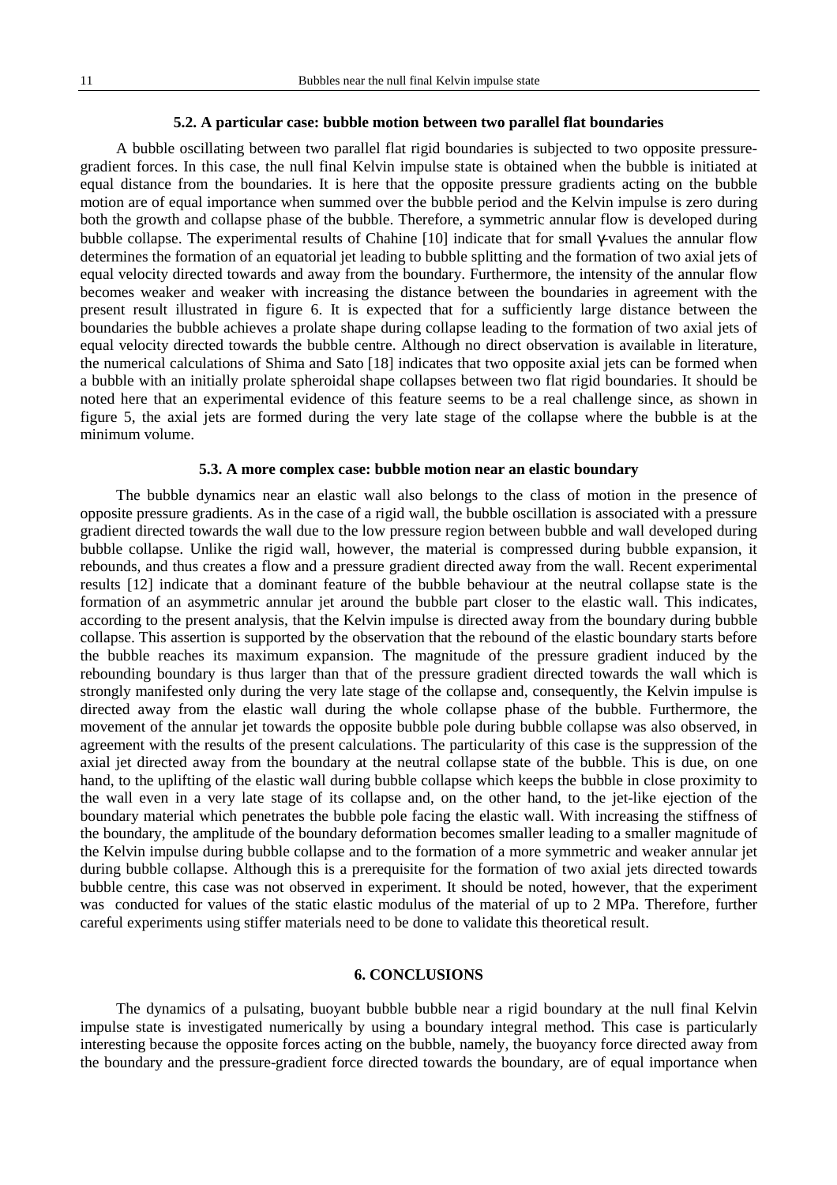### 5.2. A particular case: bubble motion between two parallel flat boundaries

A bubble oscillating between two parallel flat rigid boundaries is subjected to two opposite pressure-gradient forces. In this case, the null final Kelvin impulse state is obtained when the bubble is initiated at equal distance from the boundaries. It is here that the opposite pressure gradients acting on the bubble motion are of equal importance when summed over the bubble period and the Kelvin impulse is zero during both the growth and collapse phase of the bubble. Therefore, a symmetric annular flow is developed during bubble collapse. The experimental results of Chahine [10] indicate that for small $\gamma$-values the annular flow determines the formation of an equatorial jet leading to bubble splitting and the formation of two axial jets of equal velocity directed towards and away from the boundary. Furthermore, the intensity of the annular flow becomes weaker and weaker with increasing the distance between the boundaries in agreement with the present result illustrated in figure 6. It is expected that for a sufficiently large distance between the boundaries the bubble achieves a prolate shape during collapse leading to the formation of two axial jets of equal velocity directed towards the bubble centre. Although no direct observation is available in literature, the numerical calculations of Shima and Sato [18] indicates that two opposite axial jets can be formed when a bubble with an initially prolate spheroidal shape collapses between two flat rigid boundaries. It should be noted here that an experimental evidence of this feature seems to be a real challenge since, as shown in figure 5, the axial jets are formed during the very late stage of the collapse where the bubble is at the minimum volume.

### 5.3. A more complex case: bubble motion near an elastic boundary

The bubble dynamics near an elastic wall also belongs to the class of motion in the presence of opposite pressure gradients. As in the case of a rigid wall, the bubble oscillation is associated with a pressure gradient directed towards the wall due to the low pressure region between bubble and wall developed during bubble collapse. Unlike the rigid wall, however, the material is compressed during bubble expansion, it rebounds, and thus creates a flow and a pressure gradient directed away from the wall. Recent experimental results [12] indicate that a dominant feature of the bubble behaviour at the neutral collapse state is the formation of an asymmetric annular jet around the bubble part closer to the elastic wall. This indicates, according to the present analysis, that the Kelvin impulse is directed away from the boundary during bubble collapse. This assertion is supported by the observation that the rebound of the elastic boundary starts before the bubble reaches its maximum expansion. The magnitude of the pressure gradient induced by the rebounding boundary is thus larger than that of the pressure gradient directed towards the wall which is strongly manifested only during the very late stage of the collapse and, consequently, the Kelvin impulse is directed away from the elastic wall during the whole collapse phase of the bubble. Furthermore, the movement of the annular jet towards the opposite bubble pole during bubble collapse was also observed, in agreement with the results of the present calculations. The particularity of this case is the suppression of the axial jet directed away from the boundary at the neutral collapse state of the bubble. This is due, on one hand, to the uplifting of the elastic wall during bubble collapse which keeps the bubble in close proximity to the wall even in a very late stage of its collapse and, on the other hand, to the jet-like ejection of the boundary material which penetrates the bubble pole facing the elastic wall. With increasing the stiffness of the boundary, the amplitude of the boundary deformation becomes smaller leading to a smaller magnitude of the Kelvin impulse during bubble collapse and to the formation of a more symmetric and weaker annular jet during bubble collapse. Although this is a prerequisite for the formation of two axial jets directed towards bubble centre, this case was not observed in experiment. It should be noted, however, that the experiment was conducted for values of the static elastic modulus of the material of up to 2 MPa. Therefore, further careful experiments using stiffer materials need to be done to validate this theoretical result.

## 6. CONCLUSIONS

The dynamics of a pulsating, buoyant bubble bubble near a rigid boundary at the null final Kelvin impulse state is investigated numerically by using a boundary integral method. This case is particularly interesting because the opposite forces acting on the bubble, namely, the buoyancy force directed away from the boundary and the pressure-gradient force directed towards the boundary, are of equal importance when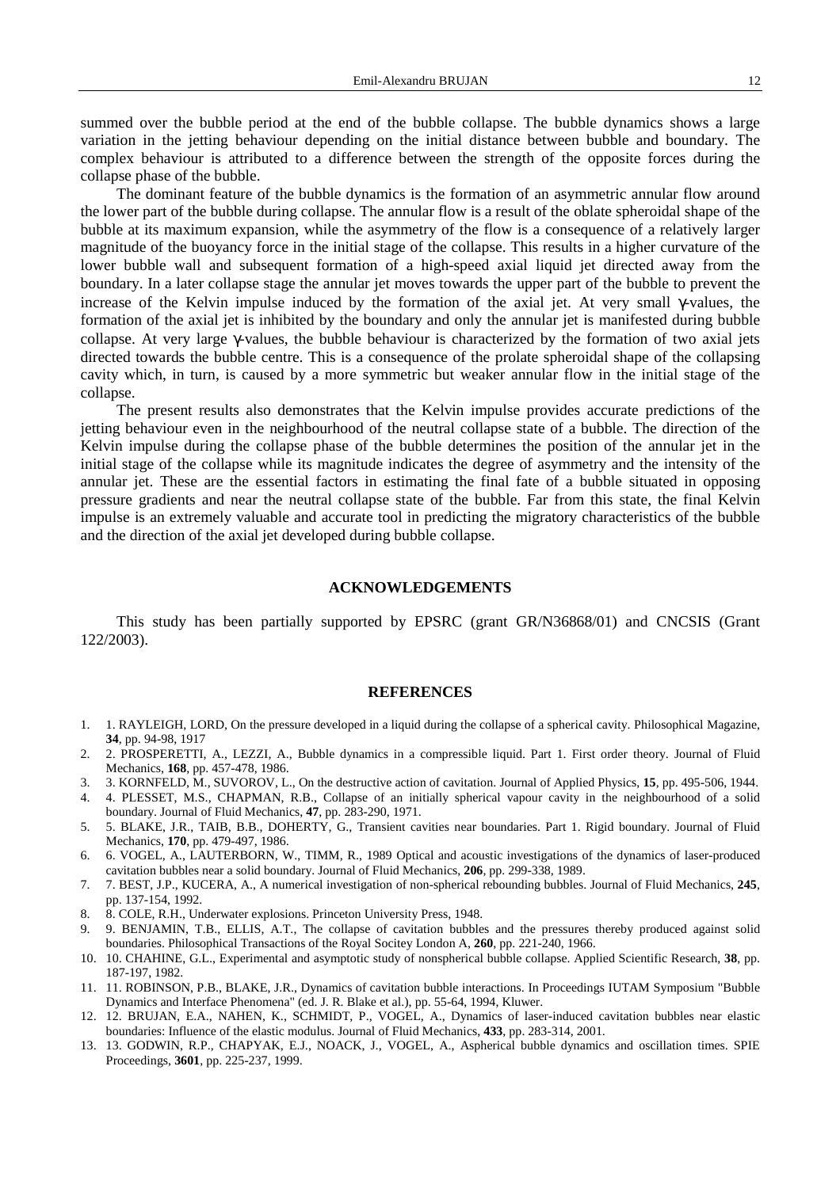summed over the bubble period at the end of the bubble collapse. The bubble dynamics shows a large variation in the jetting behaviour depending on the initial distance between bubble and boundary. The complex behaviour is attributed to a difference between the strength of the opposite forces during the collapse phase of the bubble.

The dominant feature of the bubble dynamics is the formation of an asymmetric annular flow around the lower part of the bubble during collapse. The annular flow is a result of the oblate spheroidal shape of the bubble at its maximum expansion, while the asymmetry of the flow is a consequence of a relatively larger magnitude of the buoyancy force in the initial stage of the collapse. This results in a higher curvature of the lower bubble wall and subsequent formation of a high-speed axial liquid jet directed away from the boundary. In a later collapse stage the annular jet moves towards the upper part of the bubble to prevent the increase of the Kelvin impulse induced by the formation of the axial jet. At very small $\gamma$-values, the formation of the axial jet is inhibited by the boundary and only the annular jet is manifested during bubble collapse. At very large $\gamma$-values, the bubble behaviour is characterized by the formation of two axial jets directed towards the bubble centre. This is a consequence of the prolate spheroidal shape of the collapsing cavity which, in turn, is caused by a more symmetric but weaker annular flow in the initial stage of the collapse.

The present results also demonstrates that the Kelvin impulse provides accurate predictions of the jetting behaviour even in the neighbourhood of the neutral collapse state of a bubble. The direction of the Kelvin impulse during the collapse phase of the bubble determines the position of the annular jet in the initial stage of the collapse while its magnitude indicates the degree of asymmetry and the intensity of the annular jet. These are the essential factors in estimating the final fate of a bubble situated in opposing pressure gradients and near the neutral collapse state of the bubble. Far from this state, the final Kelvin impulse is an extremely valuable and accurate tool in predicting the migratory characteristics of the bubble and the direction of the axial jet developed during bubble collapse.

## ACKNOWLEDGEMENTS

This study has been partially supported by EPSRC (grant GR/N36868/01) and CNCSIS (Grant 122/2003).

## REFERENCES

1. 1. RAYLEIGH, LORD, On the pressure developed in a liquid during the collapse of a spherical cavity. Philosophical Magazine, **34**, pp. 94-98, 1917
2. 2. PROSPERETTI, A., LEZZI, A., Bubble dynamics in a compressible liquid. Part 1. First order theory. Journal of Fluid Mechanics, **168**, pp. 457-478, 1986.
3. 3. KORNFELD, M., SUVOROV, L., On the destructive action of cavitation. Journal of Applied Physics, **15**, pp. 495-506, 1944.
4. 4. PLESSET, M.S., CHAPMAN, R.B., Collapse of an initially spherical vapour cavity in the neighbourhood of a solid boundary. Journal of Fluid Mechanics, **47**, pp. 283-290, 1971.
5. 5. BLAKE, J.R., TAIB, B.B., DOHERTY, G., Transient cavities near boundaries. Part 1. Rigid boundary. Journal of Fluid Mechanics, **170**, pp. 479-497, 1986.
6. 6. VOGEL, A., LAUTERBORN, W., TIMM, R., 1989 Optical and acoustic investigations of the dynamics of laser-produced cavitation bubbles near a solid boundary. Journal of Fluid Mechanics, **206**, pp. 299-338, 1989.
7. 7. BEST, J.P., KUCERA, A., A numerical investigation of non-spherical rebounding bubbles. Journal of Fluid Mechanics, **245**, pp. 137-154, 1992.
8. 8. COLE, R.H., Underwater explosions. Princeton University Press, 1948.
9. 9. BENJAMIN, T.B., ELLIS, A.T., The collapse of cavitation bubbles and the pressures thereby produced against solid boundaries. Philosophical Transactions of the Royal Socitey London A, **260**, pp. 221-240, 1966.
10. 10. CHAHINE, G.L., Experimental and asymptotic study of nonspherical bubble collapse. Applied Scientific Research, **38**, pp. 187-197, 1982.
11. 11. ROBINSON, P.B., BLAKE, J.R., Dynamics of cavitation bubble interactions. In Proceedings IUTAM Symposium "Bubble Dynamics and Interface Phenomena" (ed. J. R. Blake et al.), pp. 55-64, 1994, Kluwer.
12. 12. BRUJAN, E.A., NAHEN, K., SCHMIDT, P., VOGEL, A., Dynamics of laser-induced cavitation bubbles near elastic boundaries: Influence of the elastic modulus. Journal of Fluid Mechanics, **433**, pp. 283-314, 2001.
13. 13. GODWIN, R.P., CHAPYAK, E.J., NOACK, J., VOGEL, A., Aspherical bubble dynamics and oscillation times. SPIE Proceedings, **3601**, pp. 225-237, 1999.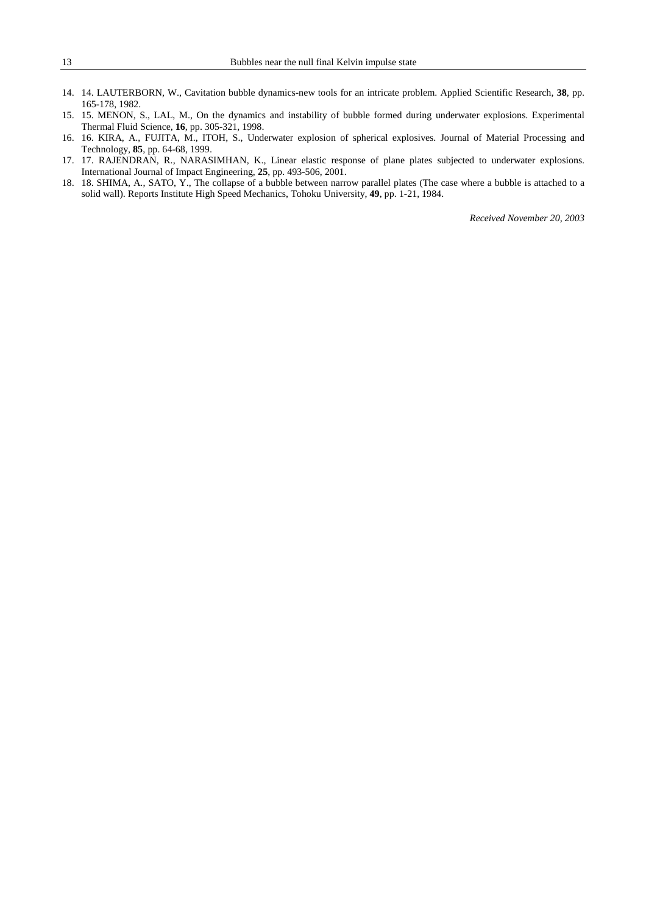14. 14. LAUTERBORN, W., Cavitation bubble dynamics-new tools for an intricate problem. Applied Scientific Research, **38**, pp. 165-178, 1982.
15. 15. MENON, S., LAL, M., On the dynamics and instability of bubble formed during underwater explosions. Experimental Thermal Fluid Science, **16**, pp. 305-321, 1998.
16. 16. KIRA, A., FUJITA, M., ITOH, S., Underwater explosion of spherical explosives. Journal of Material Processing and Technology, **85**, pp. 64-68, 1999.
17. 17. RAJENDRAN, R., NARASIMHAN, K., Linear elastic response of plane plates subjected to underwater explosions. International Journal of Impact Engineering, **25**, pp. 493-506, 2001.
18. 18. SHIMA, A., SATO, Y., The collapse of a bubble between narrow parallel plates (The case where a bubble is attached to a solid wall). Reports Institute High Speed Mechanics, Tohoku University, **49**, pp. 1-21, 1984.

*Received November 20, 2003*